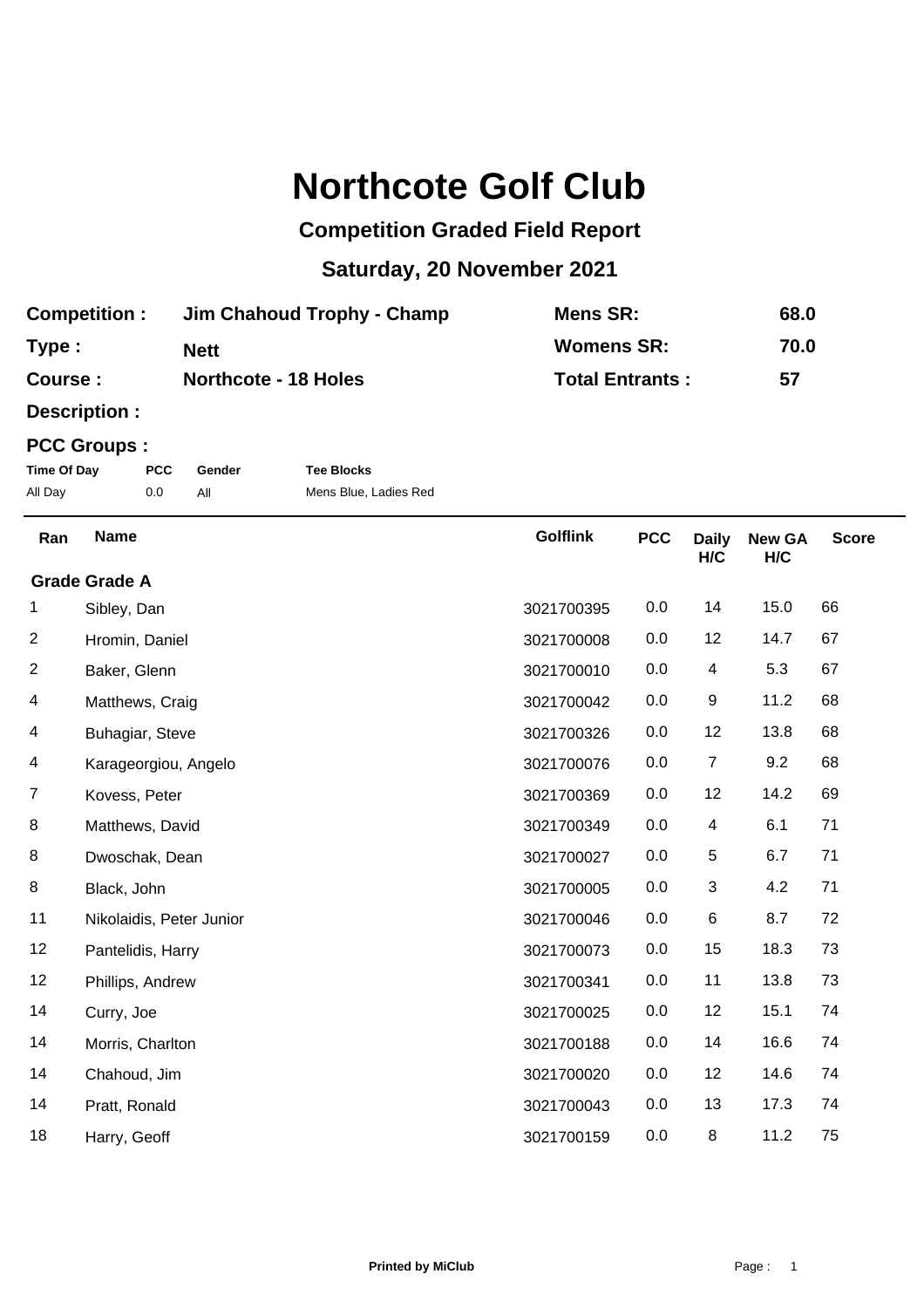# Northcote Golf Club

## Competition Graded Field Report

## Saturday, 20 November 2021

| | | | |
|---|---|---|---|
| **Competition :** | **Jim Chahoud Trophy - Champ** | **Mens SR:** | **68.0** |
| **Type :** | **Nett** | **Womens SR:** | **70.0** |
| **Course :** | **Northcote - 18 Holes** | **Total Entrants :** | **57** |
| **Description :** | | | |

**PCC Groups :**

| Time Of Day | PCC | Gender | Tee Blocks |
|---|---|---|---|
| All Day | 0.0 | All | Mens Blue, Ladies Red |

| Ran | Name | Golflink | PCC | Daily H/C | New GA H/C | Score |
|---|---|---|---|---|---|---|
| **Grade Grade A** | | | | | | |
| 1 | Sibley, Dan | 3021700395 | 0.0 | 14 | 15.0 | 66 |
| 2 | Hromin, Daniel | 3021700008 | 0.0 | 12 | 14.7 | 67 |
| 2 | Baker, Glenn | 3021700010 | 0.0 | 4 | 5.3 | 67 |
| 4 | Matthews, Craig | 3021700042 | 0.0 | 9 | 11.2 | 68 |
| 4 | Buhagiar, Steve | 3021700326 | 0.0 | 12 | 13.8 | 68 |
| 4 | Karageorgiou, Angelo | 3021700076 | 0.0 | 7 | 9.2 | 68 |
| 7 | Kovess, Peter | 3021700369 | 0.0 | 12 | 14.2 | 69 |
| 8 | Matthews, David | 3021700349 | 0.0 | 4 | 6.1 | 71 |
| 8 | Dwoschak, Dean | 3021700027 | 0.0 | 5 | 6.7 | 71 |
| 8 | Black, John | 3021700005 | 0.0 | 3 | 4.2 | 71 |
| 11 | Nikolaidis, Peter Junior | 3021700046 | 0.0 | 6 | 8.7 | 72 |
| 12 | Pantelidis, Harry | 3021700073 | 0.0 | 15 | 18.3 | 73 |
| 12 | Phillips, Andrew | 3021700341 | 0.0 | 11 | 13.8 | 73 |
| 14 | Curry, Joe | 3021700025 | 0.0 | 12 | 15.1 | 74 |
| 14 | Morris, Charlton | 3021700188 | 0.0 | 14 | 16.6 | 74 |
| 14 | Chahoud, Jim | 3021700020 | 0.0 | 12 | 14.6 | 74 |
| 14 | Pratt, Ronald | 3021700043 | 0.0 | 13 | 17.3 | 74 |
| 18 | Harry, Geoff | 3021700159 | 0.0 | 8 | 11.2 | 75 |

**Printed by MiClub**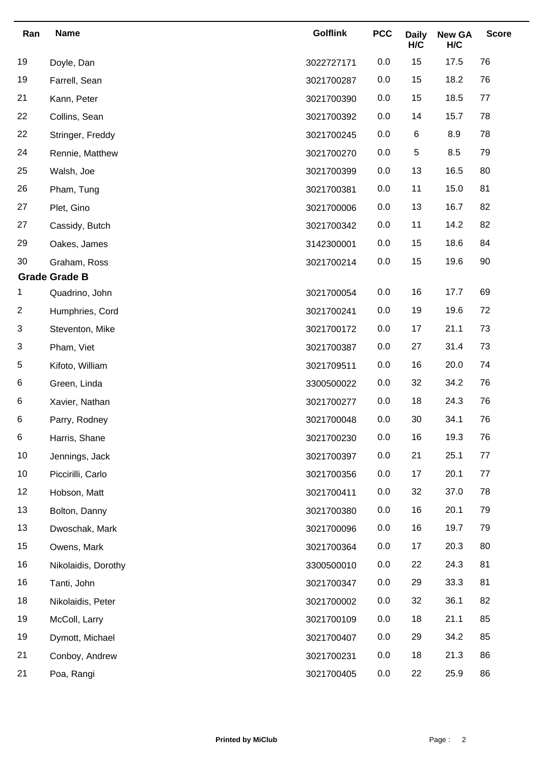| Ran | Name | Golflink | PCC | Daily H/C | New GA H/C | Score |
|---|---|---|---|---|---|---|
| 19 | Doyle, Dan | 3022727171 | 0.0 | 15 | 17.5 | 76 |
| 19 | Farrell, Sean | 3021700287 | 0.0 | 15 | 18.2 | 76 |
| 21 | Kann, Peter | 3021700390 | 0.0 | 15 | 18.5 | 77 |
| 22 | Collins, Sean | 3021700392 | 0.0 | 14 | 15.7 | 78 |
| 22 | Stringer, Freddy | 3021700245 | 0.0 | 6 | 8.9 | 78 |
| 24 | Rennie, Matthew | 3021700270 | 0.0 | 5 | 8.5 | 79 |
| 25 | Walsh, Joe | 3021700399 | 0.0 | 13 | 16.5 | 80 |
| 26 | Pham, Tung | 3021700381 | 0.0 | 11 | 15.0 | 81 |
| 27 | Plet, Gino | 3021700006 | 0.0 | 13 | 16.7 | 82 |
| 27 | Cassidy, Butch | 3021700342 | 0.0 | 11 | 14.2 | 82 |
| 29 | Oakes, James | 3142300001 | 0.0 | 15 | 18.6 | 84 |
| 30 | Graham, Ross | 3021700214 | 0.0 | 15 | 19.6 | 90 |
| **Grade Grade B** | | | | | | |
| 1 | Quadrino, John | 3021700054 | 0.0 | 16 | 17.7 | 69 |
| 2 | Humphries, Cord | 3021700241 | 0.0 | 19 | 19.6 | 72 |
| 3 | Steventon, Mike | 3021700172 | 0.0 | 17 | 21.1 | 73 |
| 3 | Pham, Viet | 3021700387 | 0.0 | 27 | 31.4 | 73 |
| 5 | Kifoto, William | 3021709511 | 0.0 | 16 | 20.0 | 74 |
| 6 | Green, Linda | 3300500022 | 0.0 | 32 | 34.2 | 76 |
| 6 | Xavier, Nathan | 3021700277 | 0.0 | 18 | 24.3 | 76 |
| 6 | Parry, Rodney | 3021700048 | 0.0 | 30 | 34.1 | 76 |
| 6 | Harris, Shane | 3021700230 | 0.0 | 16 | 19.3 | 76 |
| 10 | Jennings, Jack | 3021700397 | 0.0 | 21 | 25.1 | 77 |
| 10 | Piccirilli, Carlo | 3021700356 | 0.0 | 17 | 20.1 | 77 |
| 12 | Hobson, Matt | 3021700411 | 0.0 | 32 | 37.0 | 78 |
| 13 | Bolton, Danny | 3021700380 | 0.0 | 16 | 20.1 | 79 |
| 13 | Dwoschak, Mark | 3021700096 | 0.0 | 16 | 19.7 | 79 |
| 15 | Owens, Mark | 3021700364 | 0.0 | 17 | 20.3 | 80 |
| 16 | Nikolaidis, Dorothy | 3300500010 | 0.0 | 22 | 24.3 | 81 |
| 16 | Tanti, John | 3021700347 | 0.0 | 29 | 33.3 | 81 |
| 18 | Nikolaidis, Peter | 3021700002 | 0.0 | 32 | 36.1 | 82 |
| 19 | McColl, Larry | 3021700109 | 0.0 | 18 | 21.1 | 85 |
| 19 | Dymott, Michael | 3021700407 | 0.0 | 29 | 34.2 | 85 |
| 21 | Conboy, Andrew | 3021700231 | 0.0 | 18 | 21.3 | 86 |
| 21 | Poa, Rangi | 3021700405 | 0.0 | 22 | 25.9 | 86 |

**Printed by MiClub**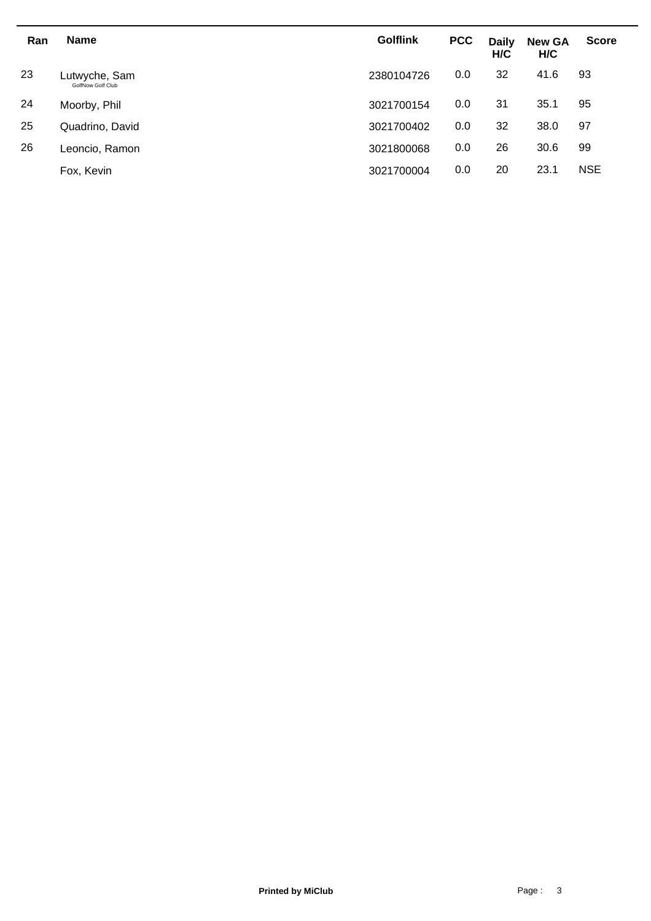| Ran | Name | Golflink | PCC | Daily H/C | New GA H/C | Score |
|---|---|---|---|---|---|---|
| 23 | Lutwyche, Sam<br>GolfNow Golf Club | 2380104726 | 0.0 | 32 | 41.6 | 93 |
| 24 | Moorby, Phil | 3021700154 | 0.0 | 31 | 35.1 | 95 |
| 25 | Quadrino, David | 3021700402 | 0.0 | 32 | 38.0 | 97 |
| 26 | Leoncio, Ramon | 3021800068 | 0.0 | 26 | 30.6 | 99 |
| | Fox, Kevin | 3021700004 | 0.0 | 20 | 23.1 | NSE |

**Printed by MiClub**